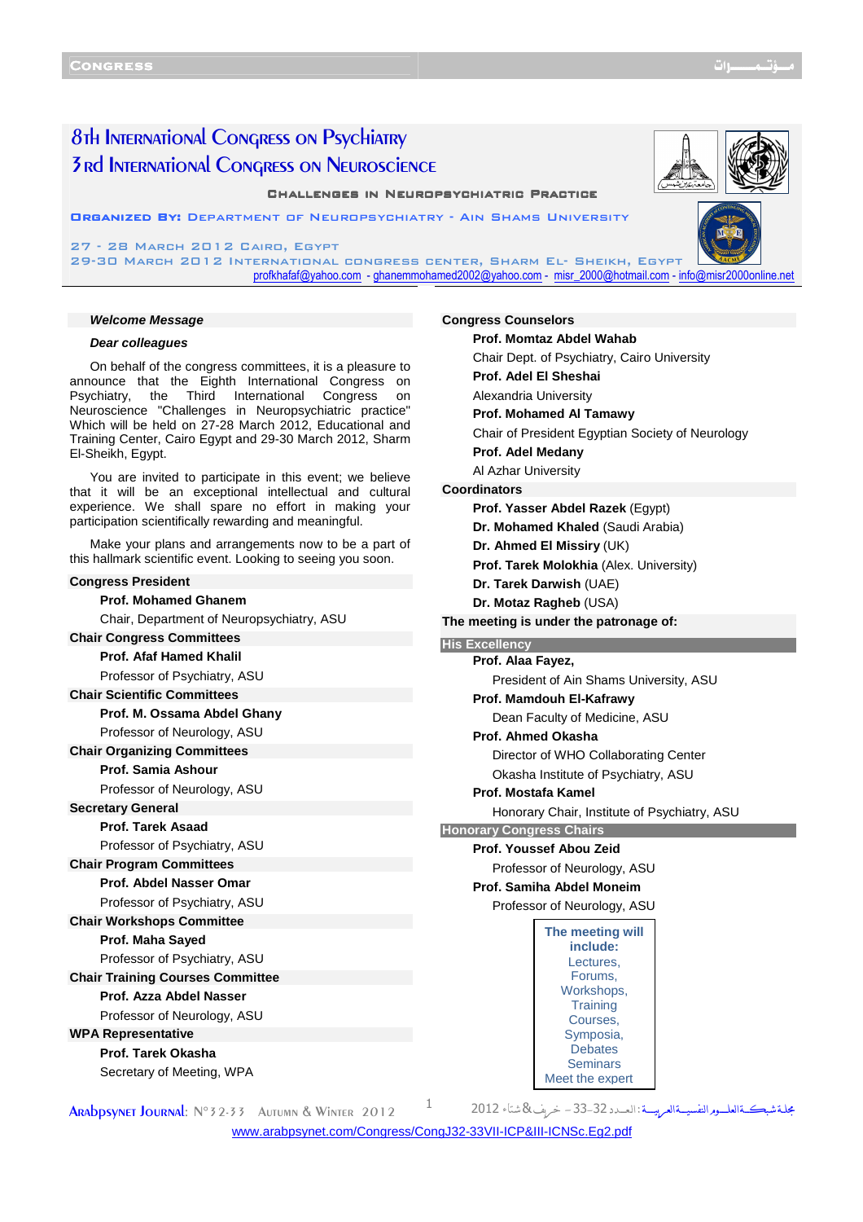# 8th International Congress on Psychiatry

# 3rd International Congress on Neuroscience

**Challenges in Neuropsychiatric Practice**

**Organized by:** Department of Neuropsychiatry - Ain Shams University

27 - 28 March 2012 Cairo, Egypt

29-30 March 2012 International Congress Center, Sharm El- Sheikh, Egypt

profkhafaf@yahoo.com - ghanemmohamed2002@yahoo.com - misr_2000@hotmail.com - info@misr2000online.net

***Welcome Message***

***Dear colleagues***

On behalf of the congress committees, it is a pleasure to announce that the Eighth International Congress on Psychiatry, the Third International Congress on Neuroscience "Challenges in Neuropsychiatric practice" Which will be held on 27-28 March 2012, Educational and Training Center, Cairo Egypt and 29-30 March 2012, Sharm El-Sheikh, Egypt.

You are invited to participate in this event; we believe that it will be an exceptional intellectual and cultural experience. We shall spare no effort in making your participation scientifically rewarding and meaningful.

Make your plans and arrangements now to be a part of this hallmark scientific event. Looking to seeing you soon.

**Congress President**

**Prof. Mohamed Ghanem**

Chair, Department of Neuropsychiatry, ASU

**Chair Congress Committees**

**Prof. Afaf Hamed Khalil**

Professor of Psychiatry, ASU

**Chair Scientific Committees**

**Prof. M. Ossama Abdel Ghany**

Professor of Neurology, ASU

**Chair Organizing Committees**

**Prof. Samia Ashour**

Professor of Neurology, ASU

**Secretary General**

**Prof. Tarek Asaad**

Professor of Psychiatry, ASU

**Chair Program Committees**

**Prof. Abdel Nasser Omar**

Professor of Psychiatry, ASU

**Chair Workshops Committee**

**Prof. Maha Sayed**

Professor of Psychiatry, ASU

**Chair Training Courses Committee**

**Prof. Azza Abdel Nasser**

Professor of Neurology, ASU

**WPA Representative**

**Prof. Tarek Okasha**

Secretary of Meeting, WPA

**Congress Counselors**

**Prof. Momtaz Abdel Wahab**

Chair Dept. of Psychiatry, Cairo University

**Prof. Adel El Sheshai**

Alexandria University

**Prof. Mohamed Al Tamawy**

Chair of President Egyptian Society of Neurology

**Prof. Adel Medany**

Al Azhar University

**Coordinators**

**Prof. Yasser Abdel Razek** (Egypt)

**Dr. Mohamed Khaled** (Saudi Arabia)

**Dr. Ahmed El Missiry** (UK)

**Prof. Tarek Molokhia** (Alex. University)

**Dr. Tarek Darwish** (UAE)

**Dr. Motaz Ragheb** (USA)

**The meeting is under the patronage of:**

**His Excellency**

**Prof. Alaa Fayez,**

President of Ain Shams University, ASU

**Prof. Mamdouh El-Kafrawy**

Dean Faculty of Medicine, ASU

**Prof. Ahmed Okasha**

Director of WHO Collaborating Center

Okasha Institute of Psychiatry, ASU

**Prof. Mostafa Kamel**

Honorary Chair, Institute of Psychiatry, ASU

**Honorary Congress Chairs**

**Prof. Youssef Abou Zeid**

Professor of Neurology, ASU

**Prof. Samiha Abdel Moneim**

Professor of Neurology, ASU

**The meeting will include:**

Lectures, Forums, Workshops, Training Courses, Symposia, Debates Seminars Meet the expert

www.arabpsynet.com/Congress/CongJ32-33VII-ICP&III-ICNSc.Eg2.pdf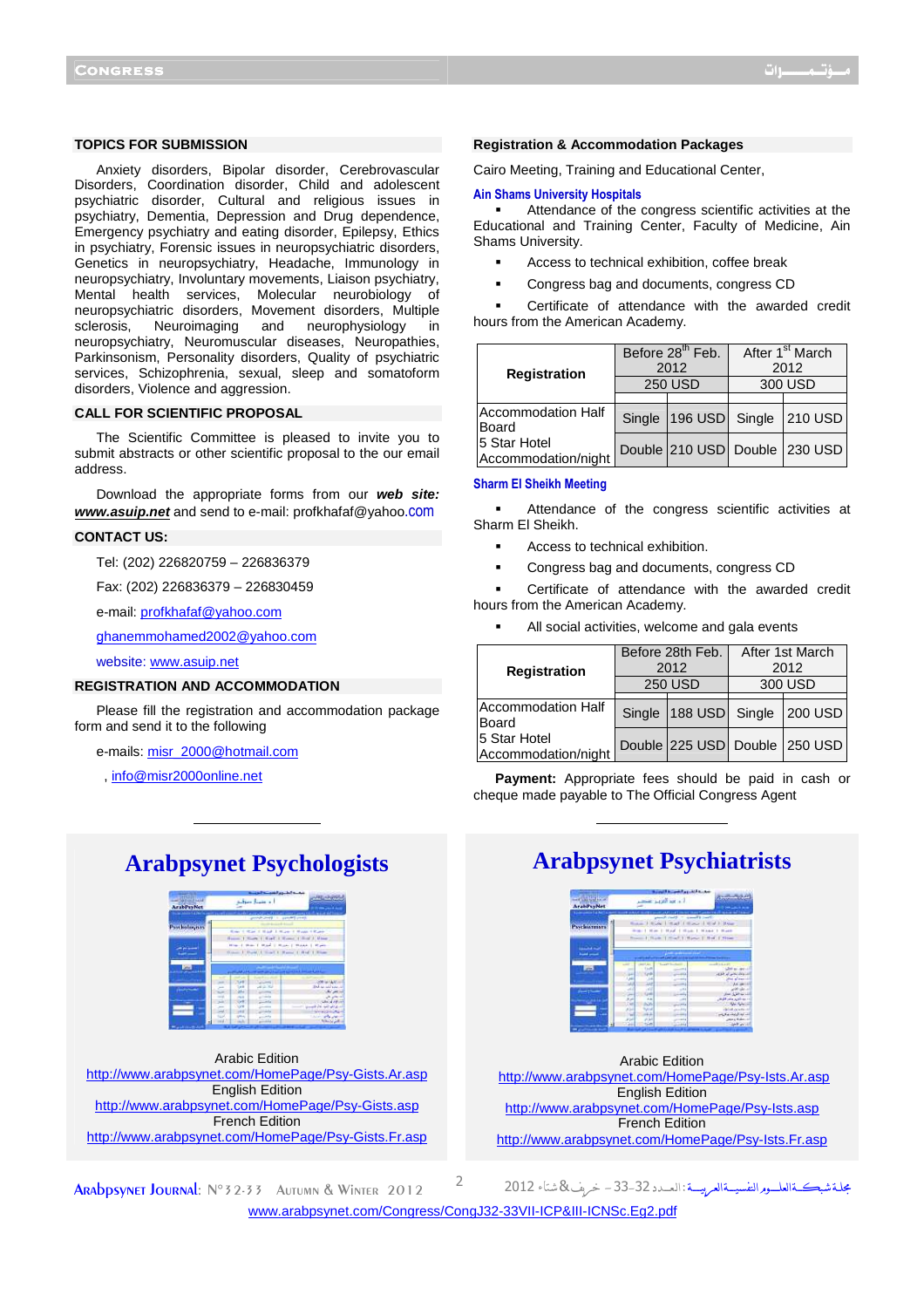## TOPICS FOR SUBMISSION

Anxiety disorders, Bipolar disorder, Cerebrovascular Disorders, Coordination disorder, Child and adolescent psychiatric disorder, Cultural and religious issues in psychiatry, Dementia, Depression and Drug dependence, Emergency psychiatry and eating disorder, Epilepsy, Ethics in psychiatry, Forensic issues in neuropsychiatric disorders, Genetics in neuropsychiatry, Headache, Immunology in neuropsychiatry, Involuntary movements, Liaison psychiatry, Mental health services, Molecular neurobiology of neuropsychiatric disorders, Movement disorders, Multiple sclerosis, Neuroimaging and neurophysiology in neuropsychiatry, Neuromuscular diseases, Neuropathies, Parkinsonism, Personality disorders, Quality of psychiatric services, Schizophrenia, sexual, sleep and somatoform disorders, Violence and aggression.

## CALL FOR SCIENTIFIC PROPOSAL

The Scientific Committee is pleased to invite you to submit abstracts or other scientific proposal to the our email address.

Download the appropriate forms from our ***web site: www.asuip.net*** and send to e-mail: profkhafaf@yahoo.com

## CONTACT US:

Tel: (202) 226820759 – 226836379

Fax: (202) 226836379 – 226830459

e-mail: profkhafaf@yahoo.com

ghanemmohamed2002@yahoo.com

website: www.asuip.net

## REGISTRATION AND ACCOMMODATION

Please fill the registration and accommodation package form and send it to the following

e-mails: misr_2000@hotmail.com

, info@misr2000online.net

## Registration & Accommodation Packages

Cairo Meeting, Training and Educational Center,

### Ain Shams University Hospitals

- Attendance of the congress scientific activities at the Educational and Training Center, Faculty of Medicine, Ain Shams University.
- Access to technical exhibition, coffee break
- Congress bag and documents, congress CD
- Certificate of attendance with the awarded credit hours from the American Academy.

| Registration | Before 28th Feb. 2012 | | After 1st March 2012 | |
|---|---|---|---|---|
| | 250 USD | | 300 USD | |
| Accommodation Half Board 5 Star Hotel Accommodation/night | Single | 196 USD | Single | 210 USD |
| | Double | 210 USD | Double | 230 USD |

### Sharm El Sheikh Meeting

- Attendance of the congress scientific activities at Sharm El Sheikh.
- Access to technical exhibition.
- Congress bag and documents, congress CD
- Certificate of attendance with the awarded credit hours from the American Academy.
- All social activities, welcome and gala events

| Registration | Before 28th Feb. 2012 | | After 1st March 2012 | |
|---|---|---|---|---|
| | 250 USD | | 300 USD | |
| Accommodation Half Board 5 Star Hotel Accommodation/night | Single | 188 USD | Single | 200 USD |
| | Double | 225 USD | Double | 250 USD |

**Payment:** Appropriate fees should be paid in cash or cheque made payable to The Official Congress Agent

## Arabpsynet Psychologists

Arabic Edition
http://www.arabpsynet.com/HomePage/Psy-Gists.Ar.asp
English Edition
http://www.arabpsynet.com/HomePage/Psy-Gists.asp
French Edition
http://www.arabpsynet.com/HomePage/Psy-Gists.Fr.asp

## Arabpsynet Psychiatrists

Arabic Edition
http://www.arabpsynet.com/HomePage/Psy-Ists.Ar.asp
English Edition
http://www.arabpsynet.com/HomePage/Psy-Ists.asp
French Edition
http://www.arabpsynet.com/HomePage/Psy-Ists.Fr.asp

www.arabpsynet.com/Congress/CongJ32-33VII-ICP&III-ICNSc.Eg2.pdf